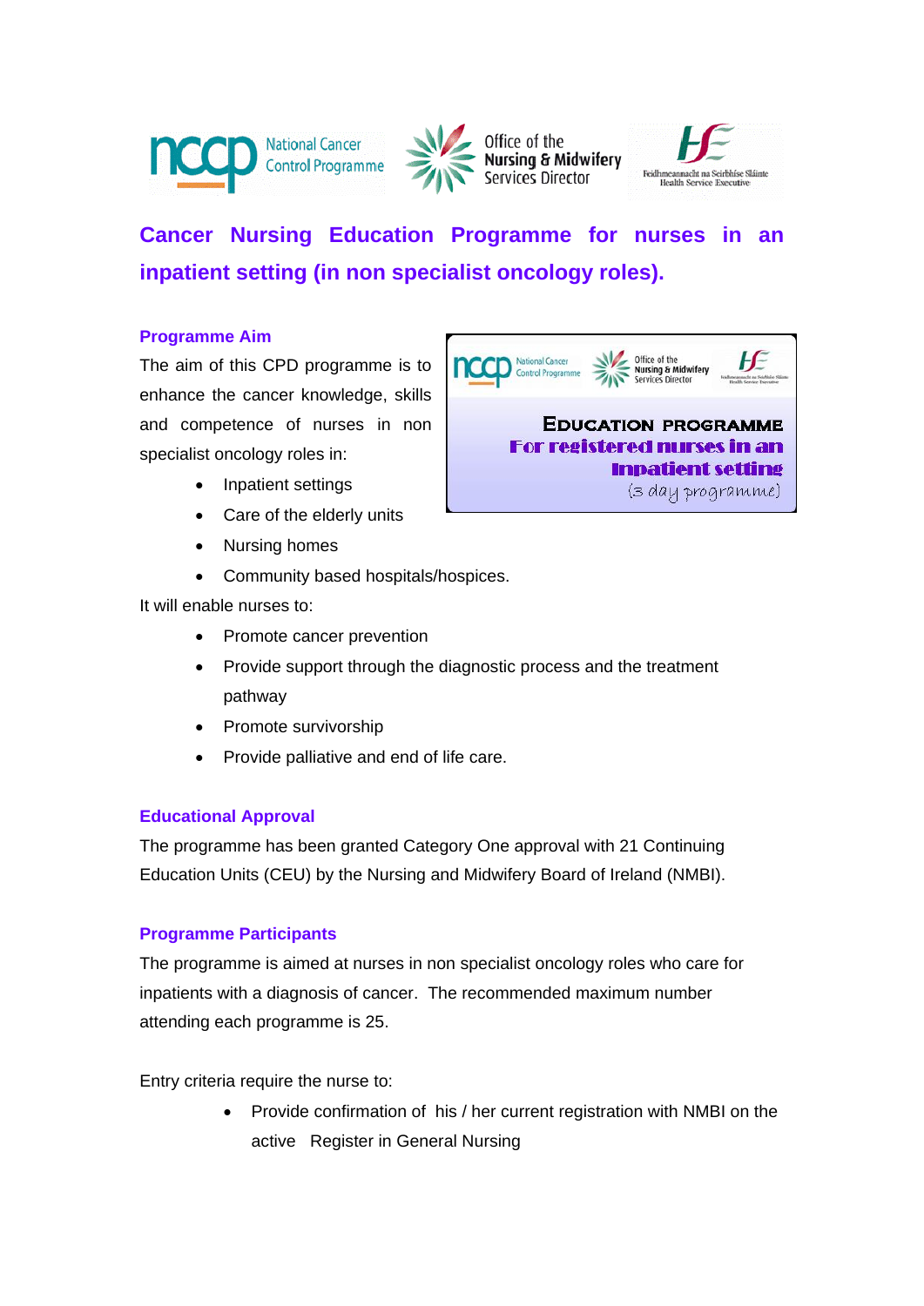# Cancer Nursing Education Programme for nurses in an inpatient setting (in non specialist oncology roles).

## Programme Aim

The aim of this CPD programme is to enhance the cancer knowledge, skills and competence of nurses in non specialist oncology roles in:

- Inpatient settings
- Care of the elderly units
- Nursing homes
- Community based hospitals/hospices.

It will enable nurses to:

- Promote cancer prevention
- Provide support through the diagnostic process and the treatment pathway
- Promote survivorship
- Provide palliative and end of life care.

## Educational Approval

The programme has been granted Category One approval with 21 Continuing Education Units (CEU) by the Nursing and Midwifery Board of Ireland (NMBI).

## Programme Participants

The programme is aimed at nurses in non specialist oncology roles who care for inpatients with a diagnosis of cancer. The recommended maximum number attending each programme is 25.

Entry criteria require the nurse to:

- Provide confirmation of his / her current registration with NMBI on the active Register in General Nursing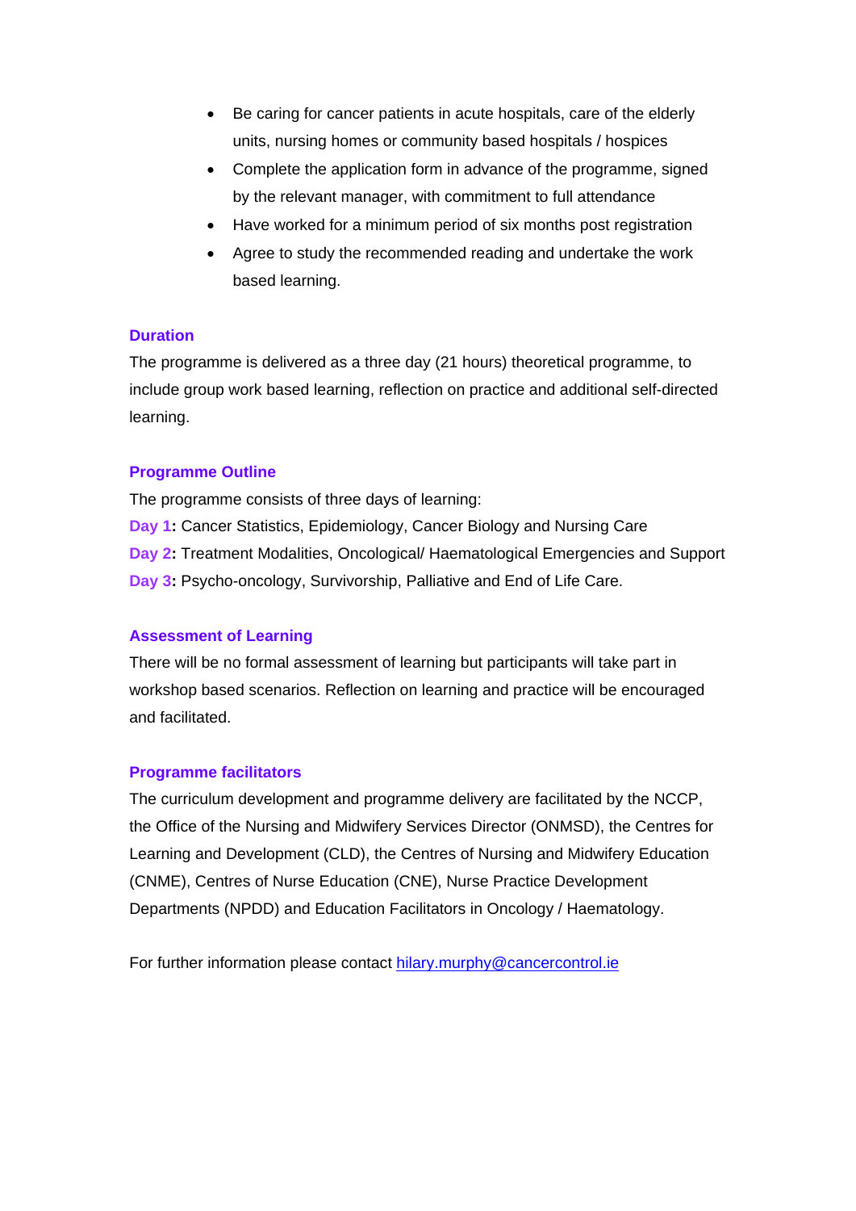- Be caring for cancer patients in acute hospitals, care of the elderly units, nursing homes or community based hospitals / hospices
- Complete the application form in advance of the programme, signed by the relevant manager, with commitment to full attendance
- Have worked for a minimum period of six months post registration
- Agree to study the recommended reading and undertake the work based learning.

### Duration

The programme is delivered as a three day (21 hours) theoretical programme, to include group work based learning, reflection on practice and additional self-directed learning.

### Programme Outline

The programme consists of three days of learning:

**Day 1:** Cancer Statistics, Epidemiology, Cancer Biology and Nursing Care
**Day 2:** Treatment Modalities, Oncological/ Haematological Emergencies and Support
**Day 3:** Psycho-oncology, Survivorship, Palliative and End of Life Care.

### Assessment of Learning

There will be no formal assessment of learning but participants will take part in workshop based scenarios. Reflection on learning and practice will be encouraged and facilitated.

### Programme facilitators

The curriculum development and programme delivery are facilitated by the NCCP, the Office of the Nursing and Midwifery Services Director (ONMSD), the Centres for Learning and Development (CLD), the Centres of Nursing and Midwifery Education (CNME), Centres of Nurse Education (CNE), Nurse Practice Development Departments (NPDD) and Education Facilitators in Oncology / Haematology.

For further information please contact hilary.murphy@cancercontrol.ie